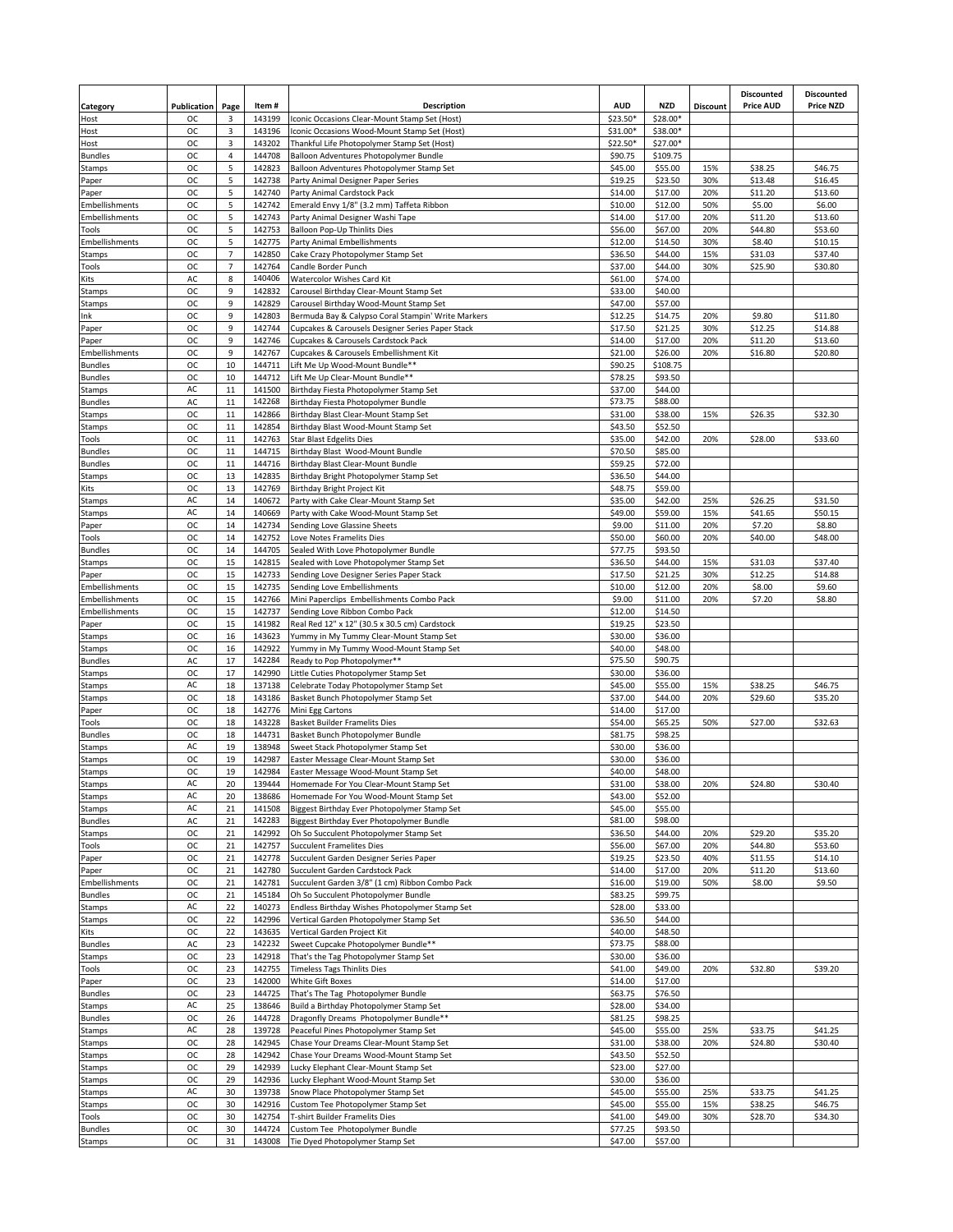| Category | Publication | Page | Item # | Description | AUD | NZD | Discount | Discounted Price AUD | Discounted Price NZD |
|---|---|---|---|---|---|---|---|---|---|
| Host | OC | 3 | 143199 | Iconic Occasions Clear-Mount Stamp Set (Host) | $23.50* | $28.00* | | | |
| Host | OC | 3 | 143196 | Iconic Occasions Wood-Mount Stamp Set (Host) | $31.00* | $38.00* | | | |
| Host | OC | 3 | 143202 | Thankful Life Photopolymer Stamp Set (Host) | $22.50* | $27.00* | | | |
| Bundles | OC | 4 | 144708 | Balloon Adventures Photopolymer Bundle | $90.75 | $109.75 | | | |
| Stamps | OC | 5 | 142823 | Balloon Adventures Photopolymer Stamp Set | $45.00 | $55.00 | 15% | $38.25 | $46.75 |
| Paper | OC | 5 | 142738 | Party Animal Designer Paper Series | $19.25 | $23.50 | 30% | $13.48 | $16.45 |
| Paper | OC | 5 | 142740 | Party Animal Cardstock Pack | $14.00 | $17.00 | 20% | $11.20 | $13.60 |
| Embellishments | OC | 5 | 142742 | Emerald Envy 1/8" (3.2 mm) Taffeta Ribbon | $10.00 | $12.00 | 50% | $5.00 | $6.00 |
| Embellishments | OC | 5 | 142743 | Party Animal Designer Washi Tape | $14.00 | $17.00 | 20% | $11.20 | $13.60 |
| Tools | OC | 5 | 142753 | Balloon Pop-Up Thinlits Dies | $56.00 | $67.00 | 20% | $44.80 | $53.60 |
| Embellishments | OC | 5 | 142775 | Party Animal Embellishments | $12.00 | $14.50 | 30% | $8.40 | $10.15 |
| Stamps | OC | 7 | 142850 | Cake Crazy Photopolymer Stamp Set | $36.50 | $44.00 | 15% | $31.03 | $37.40 |
| Tools | OC | 7 | 142764 | Candle Border Punch | $37.00 | $44.00 | 30% | $25.90 | $30.80 |
| Kits | AC | 8 | 140406 | Watercolor Wishes Card Kit | $61.00 | $74.00 | | | |
| Stamps | OC | 9 | 142832 | Carousel Birthday Clear-Mount Stamp Set | $33.00 | $40.00 | | | |
| Stamps | OC | 9 | 142829 | Carousel Birthday Wood-Mount Stamp Set | $47.00 | $57.00 | | | |
| Ink | OC | 9 | 142803 | Bermuda Bay & Calypso Coral Stampin' Write Markers | $12.25 | $14.75 | 20% | $9.80 | $11.80 |
| Paper | OC | 9 | 142744 | Cupcakes & Carousels Designer Series Paper Stack | $17.50 | $21.25 | 30% | $12.25 | $14.88 |
| Paper | OC | 9 | 142746 | Cupcakes & Carousels Cardstock Pack | $14.00 | $17.00 | 20% | $11.20 | $13.60 |
| Embellishments | OC | 9 | 142767 | Cupcakes & Carousels Embellishment Kit | $21.00 | $26.00 | 20% | $16.80 | $20.80 |
| Bundles | OC | 10 | 144711 | Lift Me Up Wood-Mount Bundle** | $90.25 | $108.75 | | | |
| Bundles | OC | 10 | 144712 | Lift Me Up Clear-Mount Bundle** | $78.25 | $93.50 | | | |
| Stamps | AC | 11 | 141500 | Birthday Fiesta Photopolymer Stamp Set | $37.00 | $44.00 | | | |
| Bundles | AC | 11 | 142268 | Birthday Fiesta Photopolymer Bundle | $73.75 | $88.00 | | | |
| Stamps | OC | 11 | 142866 | Birthday Blast Clear-Mount Stamp Set | $31.00 | $38.00 | 15% | $26.35 | $32.30 |
| Stamps | OC | 11 | 142854 | Birthday Blast Wood-Mount Stamp Set | $43.50 | $52.50 | | | |
| Tools | OC | 11 | 142763 | Star Blast Edgelits Dies | $35.00 | $42.00 | 20% | $28.00 | $33.60 |
| Bundles | OC | 11 | 144715 | Birthday Blast Wood-Mount Bundle | $70.50 | $85.00 | | | |
| Bundles | OC | 11 | 144716 | Birthday Blast Clear-Mount Bundle | $59.25 | $72.00 | | | |
| Stamps | OC | 13 | 142835 | Birthday Bright Photopolymer Stamp Set | $36.50 | $44.00 | | | |
| Kits | OC | 13 | 142769 | Birthday Bright Project Kit | $48.75 | $59.00 | | | |
| Stamps | AC | 14 | 140672 | Party with Cake Clear-Mount Stamp Set | $35.00 | $42.00 | 25% | $26.25 | $31.50 |
| Stamps | AC | 14 | 140669 | Party with Cake Wood-Mount Stamp Set | $49.00 | $59.00 | 15% | $41.65 | $50.15 |
| Paper | OC | 14 | 142734 | Sending Love Glassine Sheets | $9.00 | $11.00 | 20% | $7.20 | $8.80 |
| Tools | OC | 14 | 142752 | Love Notes Framelits Dies | $50.00 | $60.00 | 20% | $40.00 | $48.00 |
| Bundles | OC | 14 | 144705 | Sealed With Love Photopolymer Bundle | $77.75 | $93.50 | | | |
| Stamps | OC | 15 | 142815 | Sealed with Love Photopolymer Stamp Set | $36.50 | $44.00 | 15% | $31.03 | $37.40 |
| Paper | OC | 15 | 142733 | Sending Love Designer Series Paper Stack | $17.50 | $21.25 | 30% | $12.25 | $14.88 |
| Embellishments | OC | 15 | 142735 | Sending Love Embellishments | $10.00 | $12.00 | 20% | $8.00 | $9.60 |
| Embellishments | OC | 15 | 142766 | Mini Paperclips Embellishments Combo Pack | $9.00 | $11.00 | 20% | $7.20 | $8.80 |
| Embellishments | OC | 15 | 142737 | Sending Love Ribbon Combo Pack | $12.00 | $14.50 | | | |
| Paper | OC | 15 | 141982 | Real Red 12" x 12" (30.5 x 30.5 cm) Cardstock | $19.25 | $23.50 | | | |
| Stamps | OC | 16 | 143623 | Yummy in My Tummy Clear-Mount Stamp Set | $30.00 | $36.00 | | | |
| Stamps | OC | 16 | 142922 | Yummy in My Tummy Wood-Mount Stamp Set | $40.00 | $48.00 | | | |
| Bundles | AC | 17 | 142284 | Ready to Pop Photopolymer** | $75.50 | $90.75 | | | |
| Stamps | OC | 17 | 142990 | Little Cuties Photopolymer Stamp Set | $30.00 | $36.00 | | | |
| Stamps | AC | 18 | 137138 | Celebrate Today Photopolymer Stamp Set | $45.00 | $55.00 | 15% | $38.25 | $46.75 |
| Stamps | OC | 18 | 143186 | Basket Bunch Photopolymer Stamp Set | $37.00 | $44.00 | 20% | $29.60 | $35.20 |
| Paper | OC | 18 | 142776 | Mini Egg Cartons | $14.00 | $17.00 | | | |
| Tools | OC | 18 | 143228 | Basket Builder Framelits Dies | $54.00 | $65.25 | 50% | $27.00 | $32.63 |
| Bundles | OC | 18 | 144731 | Basket Bunch Photopolymer Bundle | $81.75 | $98.25 | | | |
| Stamps | AC | 19 | 138948 | Sweet Stack Photopolymer Stamp Set | $30.00 | $36.00 | | | |
| Stamps | OC | 19 | 142987 | Easter Message Clear-Mount Stamp Set | $30.00 | $36.00 | | | |
| Stamps | OC | 19 | 142984 | Easter Message Wood-Mount Stamp Set | $40.00 | $48.00 | | | |
| Stamps | AC | 20 | 139444 | Homemade For You Clear-Mount Stamp Set | $31.00 | $38.00 | 20% | $24.80 | $30.40 |
| Stamps | AC | 20 | 138686 | Homemade For You Wood-Mount Stamp Set | $43.00 | $52.00 | | | |
| Stamps | AC | 21 | 141508 | Biggest Birthday Ever Photopolymer Stamp Set | $45.00 | $55.00 | | | |
| Bundles | AC | 21 | 142283 | Biggest Birthday Ever Photopolymer Bundle | $81.00 | $98.00 | | | |
| Stamps | OC | 21 | 142992 | Oh So Succulent Photopolymer Stamp Set | $36.50 | $44.00 | 20% | $29.20 | $35.20 |
| Tools | OC | 21 | 142757 | Succulent Framelites Dies | $56.00 | $67.00 | 20% | $44.80 | $53.60 |
| Paper | OC | 21 | 142778 | Succulent Garden Designer Series Paper | $19.25 | $23.50 | 40% | $11.55 | $14.10 |
| Paper | OC | 21 | 142780 | Succulent Garden Cardstock Pack | $14.00 | $17.00 | 20% | $11.20 | $13.60 |
| Embellishments | OC | 21 | 142781 | Succulent Garden 3/8" (1 cm) Ribbon Combo Pack | $16.00 | $19.00 | 50% | $8.00 | $9.50 |
| Bundles | OC | 21 | 145184 | Oh So Succulent Photopolymer Bundle | $83.25 | $99.75 | | | |
| Stamps | AC | 22 | 140273 | Endless Birthday Wishes Photopolymer Stamp Set | $28.00 | $33.00 | | | |
| Stamps | OC | 22 | 142996 | Vertical Garden Photopolymer Stamp Set | $36.50 | $44.00 | | | |
| Kits | OC | 22 | 143635 | Vertical Garden Project Kit | $40.00 | $48.50 | | | |
| Bundles | AC | 23 | 142232 | Sweet Cupcake Photopolymer Bundle** | $73.75 | $88.00 | | | |
| Stamps | OC | 23 | 142918 | That's the Tag Photopolymer Stamp Set | $30.00 | $36.00 | | | |
| Tools | OC | 23 | 142755 | Timeless Tags Thinlits Dies | $41.00 | $49.00 | 20% | $32.80 | $39.20 |
| Paper | OC | 23 | 142000 | White Gift Boxes | $14.00 | $17.00 | | | |
| Bundles | OC | 23 | 144725 | That's The Tag Photopolymer Bundle | $63.75 | $76.50 | | | |
| Stamps | AC | 25 | 138646 | Build a Birthday Photopolymer Stamp Set | $28.00 | $34.00 | | | |
| Bundles | OC | 26 | 144728 | Dragonfly Dreams Photopolymer Bundle** | $81.25 | $98.25 | | | |
| Stamps | AC | 28 | 139728 | Peaceful Pines Photopolymer Stamp Set | $45.00 | $55.00 | 25% | $33.75 | $41.25 |
| Stamps | OC | 28 | 142945 | Chase Your Dreams Clear-Mount Stamp Set | $31.00 | $38.00 | 20% | $24.80 | $30.40 |
| Stamps | OC | 28 | 142942 | Chase Your Dreams Wood-Mount Stamp Set | $43.50 | $52.50 | | | |
| Stamps | OC | 29 | 142939 | Lucky Elephant Clear-Mount Stamp Set | $23.00 | $27.00 | | | |
| Stamps | OC | 29 | 142936 | Lucky Elephant Wood-Mount Stamp Set | $30.00 | $36.00 | | | |
| Stamps | AC | 30 | 139738 | Snow Place Photopolymer Stamp Set | $45.00 | $55.00 | 25% | $33.75 | $41.25 |
| Stamps | OC | 30 | 142916 | Custom Tee Photopolymer Stamp Set | $45.00 | $55.00 | 15% | $38.25 | $46.75 |
| Tools | OC | 30 | 142754 | T-shirt Builder Framelits Dies | $41.00 | $49.00 | 30% | $28.70 | $34.30 |
| Bundles | OC | 30 | 144724 | Custom Tee Photopolymer Bundle | $77.25 | $93.50 | | | |
| Stamps | OC | 31 | 143008 | Tie Dyed Photopolymer Stamp Set | $47.00 | $57.00 | | | |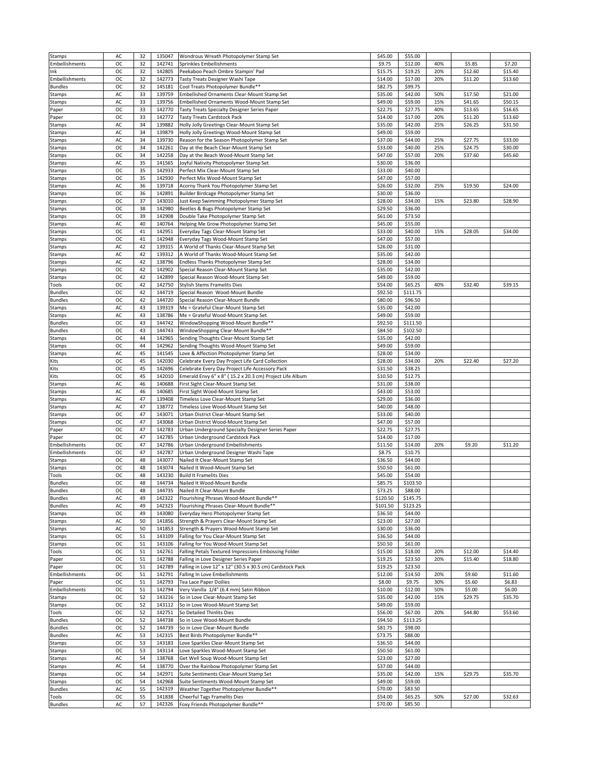| Stamps | AC | 32 | 135047 | Wondrous Wreath Photopolymer Stamp Set | $45.00 | $55.00 | | | |
|---|---|---|---|---|---|---|---|---|---|
| Embellishments | OC | 32 | 142741 | Sprinkles Embellishments | $9.75 | $12.00 | 40% | $5.85 | $7.20 |
| Ink | OC | 32 | 142805 | Peekaboo Peach Ombre Stampin' Pad | $15.75 | $19.25 | 20% | $12.60 | $15.40 |
| Embellishments | OC | 32 | 142773 | Tasty Treats Designer Washi Tape | $14.00 | $17.00 | 20% | $11.20 | $13.60 |
| Bundles | OC | 32 | 145181 | Cool Treats Photopolymer Bundle** | $82.75 | $99.75 | | | |
| Stamps | AC | 33 | 139759 | Embellished Ornaments Clear-Mount Stamp Set | $35.00 | $42.00 | 50% | $17.50 | $21.00 |
| Stamps | AC | 33 | 139756 | Embellished Ornaments Wood-Mount Stamp Set | $49.00 | $59.00 | 15% | $41.65 | $50.15 |
| Paper | OC | 33 | 142770 | Tasty Treats Specialty Designer Series Paper | $22.75 | $27.75 | 40% | $13.65 | $16.65 |
| Paper | OC | 33 | 142772 | Tasty Treats Cardstock Pack | $14.00 | $17.00 | 20% | $11.20 | $13.60 |
| Stamps | AC | 34 | 139882 | Holly Jolly Greetings Clear-Mount Stamp Set | $35.00 | $42.00 | 25% | $26.25 | $31.50 |
| Stamps | AC | 34 | 139879 | Holly Jolly Greetings Wood-Mount Stamp Set | $49.00 | $59.00 | | | |
| Stamps | AC | 34 | 139730 | Reason for the Season Photopolymer Stamp Set | $37.00 | $44.00 | 25% | $27.75 | $33.00 |
| Stamps | OC | 34 | 142261 | Day at the Beach Clear-Mount Stamp Set | $33.00 | $40.00 | 25% | $24.75 | $30.00 |
| Stamps | OC | 34 | 142258 | Day at the Beach Wood-Mount Stamp Set | $47.00 | $57.00 | 20% | $37.60 | $45.60 |
| Stamps | AC | 35 | 141565 | Joyful Nativity Photopolymer Stamp Set | $30.00 | $36.00 | | | |
| Stamps | OC | 35 | 142933 | Perfect Mix Clear-Mount Stamp Set | $33.00 | $40.00 | | | |
| Stamps | OC | 35 | 142930 | Perfect Mix Wood-Mount Stamp Set | $47.00 | $57.00 | | | |
| Stamps | AC | 36 | 139718 | Acorny Thank You Photopolymer Stamp Set | $26.00 | $32.00 | 25% | $19.50 | $24.00 |
| Stamps | OC | 36 | 142891 | Builder Birdcage Photopolymer Stamp Set | $30.00 | $36.00 | | | |
| Stamps | OC | 37 | 143010 | Just Keep Swimming Photopolymer Stamp Set | $28.00 | $34.00 | 15% | $23.80 | $28.90 |
| Stamps | OC | 38 | 142980 | Beetles & Bugs Photopolymer Stamp Set | $29.50 | $36.00 | | | |
| Stamps | OC | 39 | 142908 | Double Take Photopolymer Stamp Set | $61.00 | $73.50 | | | |
| Stamps | AC | 40 | 140764 | Helping Me Grow Photopolymer Stamp Set | $45.00 | $55.00 | | | |
| Stamps | OC | 41 | 142951 | Everyday Tags Clear-Mount Stamp Set | $33.00 | $40.00 | 15% | $28.05 | $34.00 |
| Stamps | OC | 41 | 142948 | Everyday Tags Wood-Mount Stamp Set | $47.00 | $57.00 | | | |
| Stamps | AC | 42 | 139315 | A World of Thanks Clear-Mount Stamp Set | $26.00 | $31.00 | | | |
| Stamps | AC | 42 | 139312 | A World of Thanks Wood-Mount Stamp Set | $35.00 | $42.00 | | | |
| Stamps | AC | 42 | 138796 | Endless Thanks Photopolymer Stamp Set | $28.00 | $34.00 | | | |
| Stamps | OC | 42 | 142902 | Special Reason Clear-Mount Stamp Set | $35.00 | $42.00 | | | |
| Stamps | OC | 42 | 142899 | Special Reason Wood-Mount Stamp Set | $49.00 | $59.00 | | | |
| Tools | OC | 42 | 142750 | Stylish Stems Framelits Dies | $54.00 | $65.25 | 40% | $32.40 | $39.15 |
| Bundles | OC | 42 | 144719 | Special Reason Wood-Mount Bundle | $92.50 | $111.75 | | | |
| Bundles | OC | 42 | 144720 | Special Reason Clear-Mount Bundle | $80.00 | $96.50 | | | |
| Stamps | AC | 43 | 139319 | Me = Grateful Clear-Mount Stamp Set | $35.00 | $42.00 | | | |
| Stamps | AC | 43 | 138786 | Me = Grateful Wood-Mount Stamp Set | $49.00 | $59.00 | | | |
| Bundles | OC | 43 | 144742 | WindowShopping Wood-Mount Bundle** | $92.50 | $111.50 | | | |
| Bundles | OC | 43 | 144743 | WindowShopping Clear-Mount Bundle** | $84.50 | $102.50 | | | |
| Stamps | OC | 44 | 142965 | Sending Thoughts Clear-Mount Stamp Set | $35.00 | $42.00 | | | |
| Stamps | OC | 44 | 142962 | Sending Thoughts Wood-Mount Stamp Set | $49.00 | $59.00 | | | |
| Stamps | AC | 45 | 141545 | Love & Affection Photopolymer Stamp Set | $28.00 | $34.00 | | | |
| Kits | OC | 45 | 142030 | Celebrate Every Day Project Life Card Collection | $28.00 | $34.00 | 20% | $22.40 | $27.20 |
| Kits | OC | 45 | 142696 | Celebrate Every Day Project Life Accessory Pack | $31.50 | $38.25 | | | |
| Kits | OC | 45 | 142010 | Emerald Envy 6" x 8" ( 15.2 x 20.3 cm) Project Life Album | $10.50 | $12.75 | | | |
| Stamps | AC | 46 | 140688 | First Sight Clear-Mount Stamp Set | $31.00 | $38.00 | | | |
| Stamps | AC | 46 | 140685 | First Sight Wood-Mount Stamp Set | $43.00 | $53.00 | | | |
| Stamps | AC | 47 | 139408 | Timeless Love Clear-Mount Stamp Set | $29.00 | $36.00 | | | |
| Stamps | AC | 47 | 138772 | Timeless Love Wood-Mount Stamp Set | $40.00 | $48.00 | | | |
| Stamps | OC | 47 | 143071 | Urban District Clear-Mount Stamp Set | $33.00 | $40.00 | | | |
| Stamps | OC | 47 | 143068 | Urban District Wood-Mount Stamp Set | $47.00 | $57.00 | | | |
| Paper | OC | 47 | 142783 | Urban Underground Specialty Designer Series Paper | $22.75 | $27.75 | | | |
| Paper | OC | 47 | 142785 | Urban Underground Cardstock Pack | $14.00 | $17.00 | | | |
| Embellishments | OC | 47 | 142786 | Urban Underground Embellishments | $11.50 | $14.00 | 20% | $9.20 | $11.20 |
| Embellishments | OC | 47 | 142787 | Urban Underground Designer Washi Tape | $8.75 | $10.75 | | | |
| Stamps | OC | 48 | 143077 | Nailed It Clear-Mount Stamp Set | $36.50 | $44.00 | | | |
| Stamps | OC | 48 | 143074 | Nailed It Wood-Mount Stamp Set | $50.50 | $61.00 | | | |
| Tools | OC | 48 | 143230 | Build It Framelits Dies | $45.00 | $54.00 | | | |
| Bundles | OC | 48 | 144734 | Nailed It Wood-Mount Bundle | $85.75 | $103.50 | | | |
| Bundles | OC | 48 | 144735 | Nailed It Clear-Mount Bundle | $73.25 | $88.00 | | | |
| Bundles | AC | 49 | 142322 | Flourishing Phrases Wood-Mount Bundle** | $120.50 | $145.75 | | | |
| Bundles | AC | 49 | 142323 | Flourishing Phrases Clear-Mount Bundle** | $101.50 | $123.25 | | | |
| Stamps | OC | 49 | 143080 | Everyday Hero Photopolymer Stamp Set | $36.50 | $44.00 | | | |
| Stamps | AC | 50 | 141856 | Strength & Prayers Clear-Mount Stamp Set | $23.00 | $27.00 | | | |
| Stamps | AC | 50 | 141853 | Strength & Prayers Wood-Mount Stamp Set | $30.00 | $36.00 | | | |
| Stamps | OC | 51 | 143109 | Falling for You Clear-Mount Stamp Set | $36.50 | $44.00 | | | |
| Stamps | OC | 51 | 143106 | Falling for You Wood-Mount Stamp Set | $50.50 | $61.00 | | | |
| Tools | OC | 51 | 142761 | Falling Petals Textured Impressions Embossing Folder | $15.00 | $18.00 | 20% | $12.00 | $14.40 |
| Paper | OC | 51 | 142788 | Falling in Love Designer Series Paper | $19.25 | $23.50 | 20% | $15.40 | $18.80 |
| Paper | OC | 51 | 142789 | Falling in Love 12" x 12" (30.5 x 30.5 cm) Cardstock Pack | $19.25 | $23.50 | | | |
| Embellishments | OC | 51 | 142791 | Falling In Love Embellishments | $12.00 | $14.50 | 20% | $9.60 | $11.60 |
| Paper | OC | 51 | 142793 | Tea Lace Paper Doilies | $8.00 | $9.75 | 30% | $5.60 | $6.83 |
| Embellishments | OC | 51 | 142794 | Very Vanilla 1/4" (6.4 mm) Satin Ribbon | $10.00 | $12.00 | 50% | $5.00 | $6.00 |
| Stamps | OC | 52 | 143216 | So in Love Clear-Mount Stamp Set | $35.00 | $42.00 | 15% | $29.75 | $35.70 |
| Stamps | OC | 52 | 143112 | So in Love Wood-Mount Stamp Set | $49.00 | $59.00 | | | |
| Tools | OC | 52 | 142751 | So Detailed Thinlits Dies | $56.00 | $67.00 | 20% | $44.80 | $53.60 |
| Bundles | OC | 52 | 144738 | So in Love Wood-Mount Bundle | $94.50 | $113.25 | | | |
| Bundles | OC | 52 | 144739 | So in Love Clear-Mount Bundle | $81.75 | $98.00 | | | |
| Bundles | AC | 53 | 142315 | Best Birds Photopolymer Bundle** | $73.75 | $88.00 | | | |
| Stamps | OC | 53 | 143183 | Love Sparkles Clear-Mount Stamp Set | $36.50 | $44.00 | | | |
| Stamps | OC | 53 | 143114 | Love Sparkles Wood-Mount Stamp Set | $50.50 | $61.00 | | | |
| Stamps | AC | 54 | 138768 | Get Well Soup Wood-Mount Stamp Set | $23.00 | $27.00 | | | |
| Stamps | AC | 54 | 138770 | Over the Rainbow Photopolymer Stamp Set | $37.00 | $44.00 | | | |
| Stamps | OC | 54 | 142971 | Suite Sentiments Clear-Mount Stamp Set | $35.00 | $42.00 | 15% | $29.75 | $35.70 |
| Stamps | OC | 54 | 142968 | Suite Sentiments Wood-Mount Stamp Set | $49.00 | $59.00 | | | |
| Bundles | AC | 55 | 142319 | Weather Together Photopolymer Bundle** | $70.00 | $83.50 | | | |
| Tools | OC | 55 | 141838 | Cheerful Tags Framelits Dies | $54.00 | $65.25 | 50% | $27.00 | $32.63 |
| Bundles | AC | 57 | 142326 | Foxy Friends Photopolymer Bundle** | $70.00 | $85.50 | | | |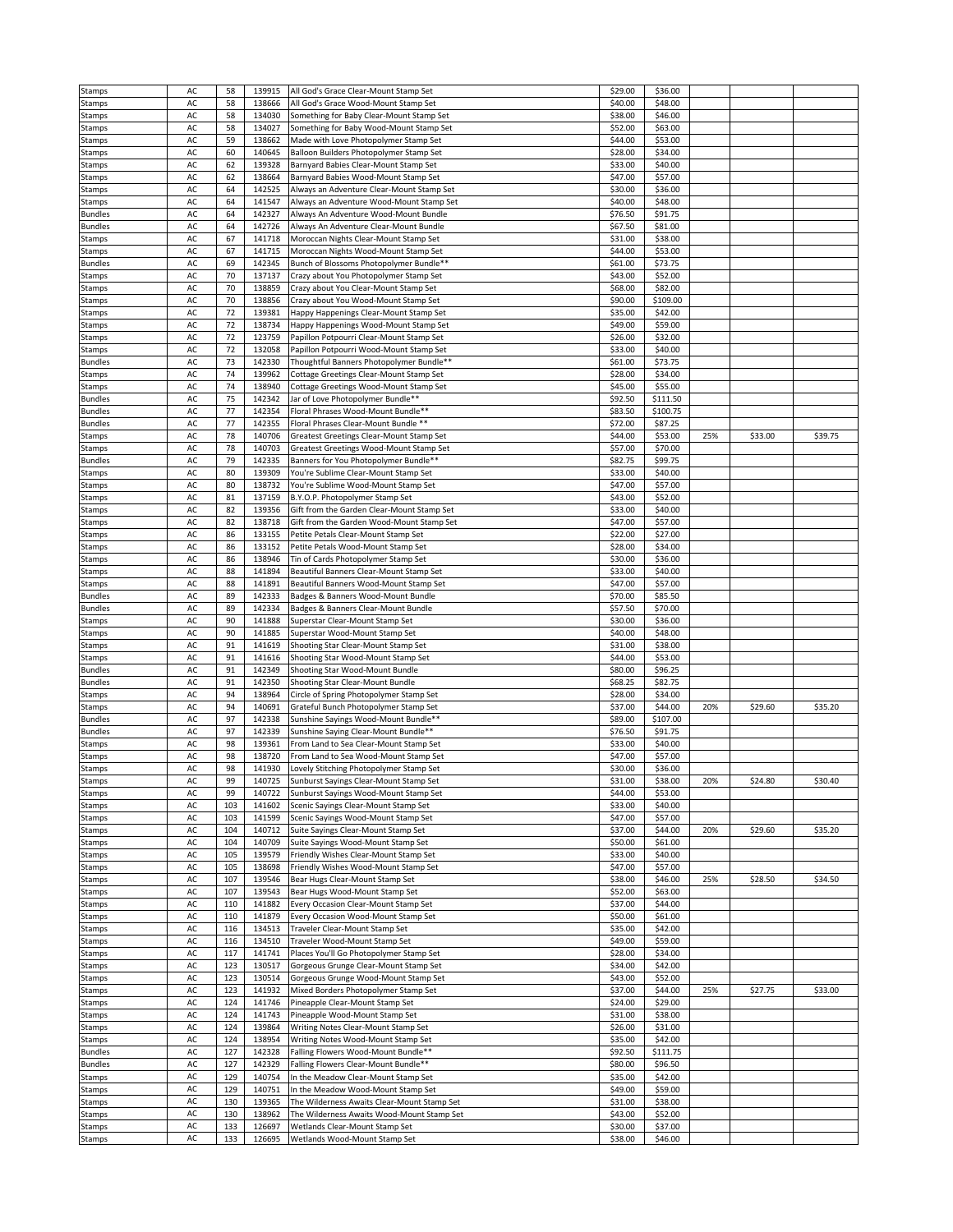| | | | | | | | | | |
|---|---|---|---|---|---|---|---|---|---|
| Stamps | AC | 58 | 139915 | All God's Grace Clear-Mount Stamp Set | $29.00 | $36.00 | | | |
| Stamps | AC | 58 | 138666 | All God's Grace Wood-Mount Stamp Set | $40.00 | $48.00 | | | |
| Stamps | AC | 58 | 134030 | Something for Baby Clear-Mount Stamp Set | $38.00 | $46.00 | | | |
| Stamps | AC | 58 | 134027 | Something for Baby Wood-Mount Stamp Set | $52.00 | $63.00 | | | |
| Stamps | AC | 59 | 138662 | Made with Love Photopolymer Stamp Set | $44.00 | $53.00 | | | |
| Stamps | AC | 60 | 140645 | Balloon Builders Photopolymer Stamp Set | $28.00 | $34.00 | | | |
| Stamps | AC | 62 | 139328 | Barnyard Babies Clear-Mount Stamp Set | $33.00 | $40.00 | | | |
| Stamps | AC | 62 | 138664 | Barnyard Babies Wood-Mount Stamp Set | $47.00 | $57.00 | | | |
| Stamps | AC | 64 | 142525 | Always an Adventure Clear-Mount Stamp Set | $30.00 | $36.00 | | | |
| Stamps | AC | 64 | 141547 | Always an Adventure Wood-Mount Stamp Set | $40.00 | $48.00 | | | |
| Bundles | AC | 64 | 142327 | Always An Adventure Wood-Mount Bundle | $76.50 | $91.75 | | | |
| Bundles | AC | 64 | 142726 | Always An Adventure Clear-Mount Bundle | $67.50 | $81.00 | | | |
| Stamps | AC | 67 | 141718 | Moroccan Nights Clear-Mount Stamp Set | $31.00 | $38.00 | | | |
| Stamps | AC | 67 | 141715 | Moroccan Nights Wood-Mount Stamp Set | $44.00 | $53.00 | | | |
| Bundles | AC | 69 | 142345 | Bunch of Blossoms Photopolymer Bundle** | $61.00 | $73.75 | | | |
| Stamps | AC | 70 | 137137 | Crazy about You Photopolymer Stamp Set | $43.00 | $52.00 | | | |
| Stamps | AC | 70 | 138859 | Crazy about You Clear-Mount Stamp Set | $68.00 | $82.00 | | | |
| Stamps | AC | 70 | 138856 | Crazy about You Wood-Mount Stamp Set | $90.00 | $109.00 | | | |
| Stamps | AC | 72 | 139381 | Happy Happenings Clear-Mount Stamp Set | $35.00 | $42.00 | | | |
| Stamps | AC | 72 | 138734 | Happy Happenings Wood-Mount Stamp Set | $49.00 | $59.00 | | | |
| Stamps | AC | 72 | 123759 | Papillon Potpourri Clear-Mount Stamp Set | $26.00 | $32.00 | | | |
| Stamps | AC | 72 | 132058 | Papillon Potpourri Wood-Mount Stamp Set | $33.00 | $40.00 | | | |
| Bundles | AC | 73 | 142330 | Thoughtful Banners Photopolymer Bundle** | $61.00 | $73.75 | | | |
| Stamps | AC | 74 | 139962 | Cottage Greetings Clear-Mount Stamp Set | $28.00 | $34.00 | | | |
| Stamps | AC | 74 | 138940 | Cottage Greetings Wood-Mount Stamp Set | $45.00 | $55.00 | | | |
| Bundles | AC | 75 | 142342 | Jar of Love Photopolymer Bundle** | $92.50 | $111.50 | | | |
| Bundles | AC | 77 | 142354 | Floral Phrases Wood-Mount Bundle** | $83.50 | $100.75 | | | |
| Bundles | AC | 77 | 142355 | Floral Phrases Clear-Mount Bundle ** | $72.00 | $87.25 | | | |
| Stamps | AC | 78 | 140706 | Greatest Greetings Clear-Mount Stamp Set | $44.00 | $53.00 | 25% | $33.00 | $39.75 |
| Stamps | AC | 78 | 140703 | Greatest Greetings Wood-Mount Stamp Set | $57.00 | $70.00 | | | |
| Bundles | AC | 79 | 142335 | Banners for You Photopolymer Bundle** | $82.75 | $99.75 | | | |
| Stamps | AC | 80 | 139309 | You're Sublime Clear-Mount Stamp Set | $33.00 | $40.00 | | | |
| Stamps | AC | 80 | 138732 | You're Sublime Wood-Mount Stamp Set | $47.00 | $57.00 | | | |
| Stamps | AC | 81 | 137159 | B.Y.O.P. Photopolymer Stamp Set | $43.00 | $52.00 | | | |
| Stamps | AC | 82 | 139356 | Gift from the Garden Clear-Mount Stamp Set | $33.00 | $40.00 | | | |
| Stamps | AC | 82 | 138718 | Gift from the Garden Wood-Mount Stamp Set | $47.00 | $57.00 | | | |
| Stamps | AC | 86 | 133155 | Petite Petals Clear-Mount Stamp Set | $22.00 | $27.00 | | | |
| Stamps | AC | 86 | 133152 | Petite Petals Wood-Mount Stamp Set | $28.00 | $34.00 | | | |
| Stamps | AC | 86 | 138946 | Tin of Cards Photopolymer Stamp Set | $30.00 | $36.00 | | | |
| Stamps | AC | 88 | 141894 | Beautiful Banners Clear-Mount Stamp Set | $33.00 | $40.00 | | | |
| Stamps | AC | 88 | 141891 | Beautiful Banners Wood-Mount Stamp Set | $47.00 | $57.00 | | | |
| Bundles | AC | 89 | 142333 | Badges & Banners Wood-Mount Bundle | $70.00 | $85.50 | | | |
| Bundles | AC | 89 | 142334 | Badges & Banners Clear-Mount Bundle | $57.50 | $70.00 | | | |
| Stamps | AC | 90 | 141888 | Superstar Clear-Mount Stamp Set | $30.00 | $36.00 | | | |
| Stamps | AC | 90 | 141885 | Superstar Wood-Mount Stamp Set | $40.00 | $48.00 | | | |
| Stamps | AC | 91 | 141619 | Shooting Star Clear-Mount Stamp Set | $31.00 | $38.00 | | | |
| Stamps | AC | 91 | 141616 | Shooting Star Wood-Mount Stamp Set | $44.00 | $53.00 | | | |
| Bundles | AC | 91 | 142349 | Shooting Star Wood-Mount Bundle | $80.00 | $96.25 | | | |
| Bundles | AC | 91 | 142350 | Shooting Star Clear-Mount Bundle | $68.25 | $82.75 | | | |
| Stamps | AC | 94 | 138964 | Circle of Spring Photopolymer Stamp Set | $28.00 | $34.00 | | | |
| Stamps | AC | 94 | 140691 | Grateful Bunch Photopolymer Stamp Set | $37.00 | $44.00 | 20% | $29.60 | $35.20 |
| Bundles | AC | 97 | 142338 | Sunshine Sayings Wood-Mount Bundle** | $89.00 | $107.00 | | | |
| Bundles | AC | 97 | 142339 | Sunshine Saying Clear-Mount Bundle** | $76.50 | $91.75 | | | |
| Stamps | AC | 98 | 139361 | From Land to Sea Clear-Mount Stamp Set | $33.00 | $40.00 | | | |
| Stamps | AC | 98 | 138720 | From Land to Sea Wood-Mount Stamp Set | $47.00 | $57.00 | | | |
| Stamps | AC | 98 | 141930 | Lovely Stitching Photopolymer Stamp Set | $30.00 | $36.00 | | | |
| Stamps | AC | 99 | 140725 | Sunburst Sayings Clear-Mount Stamp Set | $31.00 | $38.00 | 20% | $24.80 | $30.40 |
| Stamps | AC | 99 | 140722 | Sunburst Sayings Wood-Mount Stamp Set | $44.00 | $53.00 | | | |
| Stamps | AC | 103 | 141602 | Scenic Sayings Clear-Mount Stamp Set | $33.00 | $40.00 | | | |
| Stamps | AC | 103 | 141599 | Scenic Sayings Wood-Mount Stamp Set | $47.00 | $57.00 | | | |
| Stamps | AC | 104 | 140712 | Suite Sayings Clear-Mount Stamp Set | $37.00 | $44.00 | 20% | $29.60 | $35.20 |
| Stamps | AC | 104 | 140709 | Suite Sayings Wood-Mount Stamp Set | $50.00 | $61.00 | | | |
| Stamps | AC | 105 | 139579 | Friendly Wishes Clear-Mount Stamp Set | $33.00 | $40.00 | | | |
| Stamps | AC | 105 | 138698 | Friendly Wishes Wood-Mount Stamp Set | $47.00 | $57.00 | | | |
| Stamps | AC | 107 | 139546 | Bear Hugs Clear-Mount Stamp Set | $38.00 | $46.00 | 25% | $28.50 | $34.50 |
| Stamps | AC | 107 | 139543 | Bear Hugs Wood-Mount Stamp Set | $52.00 | $63.00 | | | |
| Stamps | AC | 110 | 141882 | Every Occasion Clear-Mount Stamp Set | $37.00 | $44.00 | | | |
| Stamps | AC | 110 | 141879 | Every Occasion Wood-Mount Stamp Set | $50.00 | $61.00 | | | |
| Stamps | AC | 116 | 134513 | Traveler Clear-Mount Stamp Set | $35.00 | $42.00 | | | |
| Stamps | AC | 116 | 134510 | Traveler Wood-Mount Stamp Set | $49.00 | $59.00 | | | |
| Stamps | AC | 117 | 141741 | Places You'll Go Photopolymer Stamp Set | $28.00 | $34.00 | | | |
| Stamps | AC | 123 | 130517 | Gorgeous Grunge Clear-Mount Stamp Set | $34.00 | $42.00 | | | |
| Stamps | AC | 123 | 130514 | Gorgeous Grunge Wood-Mount Stamp Set | $43.00 | $52.00 | | | |
| Stamps | AC | 123 | 141932 | Mixed Borders Photopolymer Stamp Set | $37.00 | $44.00 | 25% | $27.75 | $33.00 |
| Stamps | AC | 124 | 141746 | Pineapple Clear-Mount Stamp Set | $24.00 | $29.00 | | | |
| Stamps | AC | 124 | 141743 | Pineapple Wood-Mount Stamp Set | $31.00 | $38.00 | | | |
| Stamps | AC | 124 | 139864 | Writing Notes Clear-Mount Stamp Set | $26.00 | $31.00 | | | |
| Stamps | AC | 124 | 138954 | Writing Notes Wood-Mount Stamp Set | $35.00 | $42.00 | | | |
| Bundles | AC | 127 | 142328 | Falling Flowers Wood-Mount Bundle** | $92.50 | $111.75 | | | |
| Bundles | AC | 127 | 142329 | Falling Flowers Clear-Mount Bundle** | $80.00 | $96.50 | | | |
| Stamps | AC | 129 | 140754 | In the Meadow Clear-Mount Stamp Set | $35.00 | $42.00 | | | |
| Stamps | AC | 129 | 140751 | In the Meadow Wood-Mount Stamp Set | $49.00 | $59.00 | | | |
| Stamps | AC | 130 | 139365 | The Wilderness Awaits Clear-Mount Stamp Set | $31.00 | $38.00 | | | |
| Stamps | AC | 130 | 138962 | The Wilderness Awaits Wood-Mount Stamp Set | $43.00 | $52.00 | | | |
| Stamps | AC | 133 | 126697 | Wetlands Clear-Mount Stamp Set | $30.00 | $37.00 | | | |
| Stamps | AC | 133 | 126695 | Wetlands Wood-Mount Stamp Set | $38.00 | $46.00 | | | |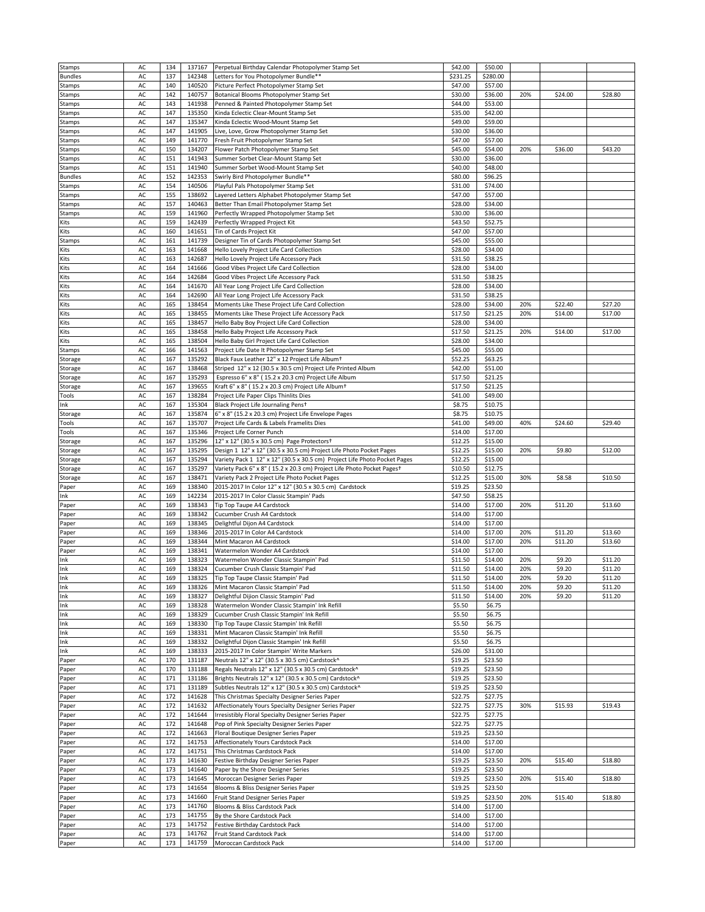| | | | | | | | | | |
|---|---|---|---|---|---|---|---|---|---|
| Stamps | AC | 134 | 137167 | Perpetual Birthday Calendar Photopolymer Stamp Set | $42.00 | $50.00 | | | |
| Bundles | AC | 137 | 142348 | Letters for You Photopolymer Bundle** | $231.25 | $280.00 | | | |
| Stamps | AC | 140 | 140520 | Picture Perfect Photopolymer Stamp Set | $47.00 | $57.00 | | | |
| Stamps | AC | 142 | 140757 | Botanical Blooms Photopolymer Stamp Set | $30.00 | $36.00 | 20% | $24.00 | $28.80 |
| Stamps | AC | 143 | 141938 | Penned & Painted Photopolymer Stamp Set | $44.00 | $53.00 | | | |
| Stamps | AC | 147 | 135350 | Kinda Eclectic Clear-Mount Stamp Set | $35.00 | $42.00 | | | |
| Stamps | AC | 147 | 135347 | Kinda Eclectic Wood-Mount Stamp Set | $49.00 | $59.00 | | | |
| Stamps | AC | 147 | 141905 | Live, Love, Grow Photopolymer Stamp Set | $30.00 | $36.00 | | | |
| Stamps | AC | 149 | 141770 | Fresh Fruit Photopolymer Stamp Set | $47.00 | $57.00 | | | |
| Stamps | AC | 150 | 134207 | Flower Patch Photopolymer Stamp Set | $45.00 | $54.00 | 20% | $36.00 | $43.20 |
| Stamps | AC | 151 | 141943 | Summer Sorbet Clear-Mount Stamp Set | $30.00 | $36.00 | | | |
| Stamps | AC | 151 | 141940 | Summer Sorbet Wood-Mount Stamp Set | $40.00 | $48.00 | | | |
| Bundles | AC | 152 | 142353 | Swirly Bird Photopolymer Bundle** | $80.00 | $96.25 | | | |
| Stamps | AC | 154 | 140506 | Playful Pals Photopolymer Stamp Set | $31.00 | $74.00 | | | |
| Stamps | AC | 155 | 138692 | Layered Letters Alphabet Photopolymer Stamp Set | $47.00 | $57.00 | | | |
| Stamps | AC | 157 | 140463 | Better Than Email Photopolymer Stamp Set | $28.00 | $34.00 | | | |
| Stamps | AC | 159 | 141960 | Perfectly Wrapped Photopolymer Stamp Set | $30.00 | $36.00 | | | |
| Kits | AC | 159 | 142439 | Perfectly Wrapped Project Kit | $43.50 | $52.75 | | | |
| Kits | AC | 160 | 141651 | Tin of Cards Project Kit | $47.00 | $57.00 | | | |
| Stamps | AC | 161 | 141739 | Designer Tin of Cards Photopolymer Stamp Set | $45.00 | $55.00 | | | |
| Kits | AC | 163 | 141668 | Hello Lovely Project Life Card Collection | $28.00 | $34.00 | | | |
| Kits | AC | 163 | 142687 | Hello Lovely Project Life Accessory Pack | $31.50 | $38.25 | | | |
| Kits | AC | 164 | 141666 | Good Vibes Project Life Card Collection | $28.00 | $34.00 | | | |
| Kits | AC | 164 | 142684 | Good Vibes Project Life Accessory Pack | $31.50 | $38.25 | | | |
| Kits | AC | 164 | 141670 | All Year Long Project Life Card Collection | $28.00 | $34.00 | | | |
| Kits | AC | 164 | 142690 | All Year Long Project Life Accessory Pack | $31.50 | $38.25 | | | |
| Kits | AC | 165 | 138454 | Moments Like These Project Life Card Collection | $28.00 | $34.00 | 20% | $22.40 | $27.20 |
| Kits | AC | 165 | 138455 | Moments Like These Project Life Accessory Pack | $17.50 | $21.25 | 20% | $14.00 | $17.00 |
| Kits | AC | 165 | 138457 | Hello Baby Boy Project Life Card Collection | $28.00 | $34.00 | | | |
| Kits | AC | 165 | 138458 | Hello Baby Project Life Accessory Pack | $17.50 | $21.25 | 20% | $14.00 | $17.00 |
| Kits | AC | 165 | 138504 | Hello Baby Girl Project Life Card Collection | $28.00 | $34.00 | | | |
| Stamps | AC | 166 | 141563 | Project Life Date It Photopolymer Stamp Set | $45.00 | $55.00 | | | |
| Storage | AC | 167 | 135292 | Black Faux Leather 12" x 12 Project Life Album† | $52.25 | $63.25 | | | |
| Storage | AC | 167 | 138468 | Striped 12" x 12 (30.5 x 30.5 cm) Project Life Printed Album | $42.00 | $51.00 | | | |
| Storage | AC | 167 | 135293 | Espresso 6" x 8" ( 15.2 x 20.3 cm) Project Life Album | $17.50 | $21.25 | | | |
| Storage | AC | 167 | 139655 | Kraft 6" x 8" ( 15.2 x 20.3 cm) Project Life Album† | $17.50 | $21.25 | | | |
| Tools | AC | 167 | 138284 | Project Life Paper Clips Thinlits Dies | $41.00 | $49.00 | | | |
| Ink | AC | 167 | 135304 | Black Project Life Journaling Pens† | $8.75 | $10.75 | | | |
| Storage | AC | 167 | 135874 | 6" x 8" (15.2 x 20.3 cm) Project Life Envelope Pages | $8.75 | $10.75 | | | |
| Tools | AC | 167 | 135707 | Project Life Cards & Labels Framelits Dies | $41.00 | $49.00 | 40% | $24.60 | $29.40 |
| Tools | AC | 167 | 135346 | Project Life Corner Punch | $14.00 | $17.00 | | | |
| Storage | AC | 167 | 135296 | 12" x 12" (30.5 x 30.5 cm) Page Protectors† | $12.25 | $15.00 | | | |
| Storage | AC | 167 | 135295 | Design 1 12" x 12" (30.5 x 30.5 cm) Project Life Photo Pocket Pages | $12.25 | $15.00 | 20% | $9.80 | $12.00 |
| Storage | AC | 167 | 135294 | Variety Pack 1 12" x 12" (30.5 x 30.5 cm) Project Life Photo Pocket Pages | $12.25 | $15.00 | | | |
| Storage | AC | 167 | 135297 | Variety Pack 6" x 8" ( 15.2 x 20.3 cm) Project Life Photo Pocket Pages† | $10.50 | $12.75 | | | |
| Storage | AC | 167 | 138471 | Variety Pack 2 Project Life Photo Pocket Pages | $12.25 | $15.00 | 30% | $8.58 | $10.50 |
| Paper | AC | 169 | 138340 | 2015-2017 In Color 12" x 12" (30.5 x 30.5 cm) Cardstock | $19.25 | $23.50 | | | |
| Ink | AC | 169 | 142234 | 2015-2017 In Color Classic Stampin' Pads | $47.50 | $58.25 | | | |
| Paper | AC | 169 | 138343 | Tip Top Taupe A4 Cardstock | $14.00 | $17.00 | 20% | $11.20 | $13.60 |
| Paper | AC | 169 | 138342 | Cucumber Crush A4 Cardstock | $14.00 | $17.00 | | | |
| Paper | AC | 169 | 138345 | Delightful Dijon A4 Cardstock | $14.00 | $17.00 | | | |
| Paper | AC | 169 | 138346 | 2015-2017 In Color A4 Cardstock | $14.00 | $17.00 | 20% | $11.20 | $13.60 |
| Paper | AC | 169 | 138344 | Mint Macaron A4 Cardstock | $14.00 | $17.00 | 20% | $11.20 | $13.60 |
| Paper | AC | 169 | 138341 | Watermelon Wonder A4 Cardstock | $14.00 | $17.00 | | | |
| Ink | AC | 169 | 138323 | Watermelon Wonder Classic Stampin' Pad | $11.50 | $14.00 | 20% | $9.20 | $11.20 |
| Ink | AC | 169 | 138324 | Cucumber Crush Classic Stampin' Pad | $11.50 | $14.00 | 20% | $9.20 | $11.20 |
| Ink | AC | 169 | 138325 | Tip Top Taupe Classic Stampin' Pad | $11.50 | $14.00 | 20% | $9.20 | $11.20 |
| Ink | AC | 169 | 138326 | Mint Macaron Classic Stampin' Pad | $11.50 | $14.00 | 20% | $9.20 | $11.20 |
| Ink | AC | 169 | 138327 | Delightful Dijion Classic Stampin' Pad | $11.50 | $14.00 | 20% | $9.20 | $11.20 |
| Ink | AC | 169 | 138328 | Watermelon Wonder Classic Stampin' Ink Refill | $5.50 | $6.75 | | | |
| Ink | AC | 169 | 138329 | Cucumber Crush Classic Stampin' Ink Refill | $5.50 | $6.75 | | | |
| Ink | AC | 169 | 138330 | Tip Top Taupe Classic Stampin' Ink Refill | $5.50 | $6.75 | | | |
| Ink | AC | 169 | 138331 | Mint Macaron Classic Stampin' Ink Refill | $5.50 | $6.75 | | | |
| Ink | AC | 169 | 138332 | Delightful Dijon Classic Stampin' Ink Refill | $5.50 | $6.75 | | | |
| Ink | AC | 169 | 138333 | 2015-2017 In Color Stampin' Write Markers | $26.00 | $31.00 | | | |
| Paper | AC | 170 | 131187 | Neutrals 12" x 12" (30.5 x 30.5 cm) Cardstock^ | $19.25 | $23.50 | | | |
| Paper | AC | 170 | 131188 | Regals Neutrals 12" x 12" (30.5 x 30.5 cm) Cardstock^ | $19.25 | $23.50 | | | |
| Paper | AC | 171 | 131186 | Brights Neutrals 12" x 12" (30.5 x 30.5 cm) Cardstock^ | $19.25 | $23.50 | | | |
| Paper | AC | 171 | 131189 | Subtles Neutrals 12" x 12" (30.5 x 30.5 cm) Cardstock^ | $19.25 | $23.50 | | | |
| Paper | AC | 172 | 141628 | This Christmas Specialty Designer Series Paper | $22.75 | $27.75 | | | |
| Paper | AC | 172 | 141632 | Affectionately Yours Specialty Designer Series Paper | $22.75 | $27.75 | 30% | $15.93 | $19.43 |
| Paper | AC | 172 | 141644 | Irresistibly Floral Specialty Designer Series Paper | $22.75 | $27.75 | | | |
| Paper | AC | 172 | 141648 | Pop of Pink Specialty Designer Series Paper | $22.75 | $27.75 | | | |
| Paper | AC | 172 | 141663 | Floral Boutique Designer Series Paper | $19.25 | $23.50 | | | |
| Paper | AC | 172 | 141753 | Affectionately Yours Cardstock Pack | $14.00 | $17.00 | | | |
| Paper | AC | 172 | 141751 | This Christmas Cardstock Pack | $14.00 | $17.00 | | | |
| Paper | AC | 173 | 141630 | Festive Birthday Designer Series Paper | $19.25 | $23.50 | 20% | $15.40 | $18.80 |
| Paper | AC | 173 | 141640 | Paper by the Shore Designer Series | $19.25 | $23.50 | | | |
| Paper | AC | 173 | 141645 | Moroccan Designer Series Paper | $19.25 | $23.50 | 20% | $15.40 | $18.80 |
| Paper | AC | 173 | 141654 | Blooms & Bliss Designer Series Paper | $19.25 | $23.50 | | | |
| Paper | AC | 173 | 141660 | Fruit Stand Designer Series Paper | $19.25 | $23.50 | 20% | $15.40 | $18.80 |
| Paper | AC | 173 | 141760 | Blooms & Bliss Cardstock Pack | $14.00 | $17.00 | | | |
| Paper | AC | 173 | 141755 | By the Shore Cardstock Pack | $14.00 | $17.00 | | | |
| Paper | AC | 173 | 141752 | Festive Birthday Cardstock Pack | $14.00 | $17.00 | | | |
| Paper | AC | 173 | 141762 | Fruit Stand Cardstock Pack | $14.00 | $17.00 | | | |
| Paper | AC | 173 | 141759 | Moroccan Cardstock Pack | $14.00 | $17.00 | | | |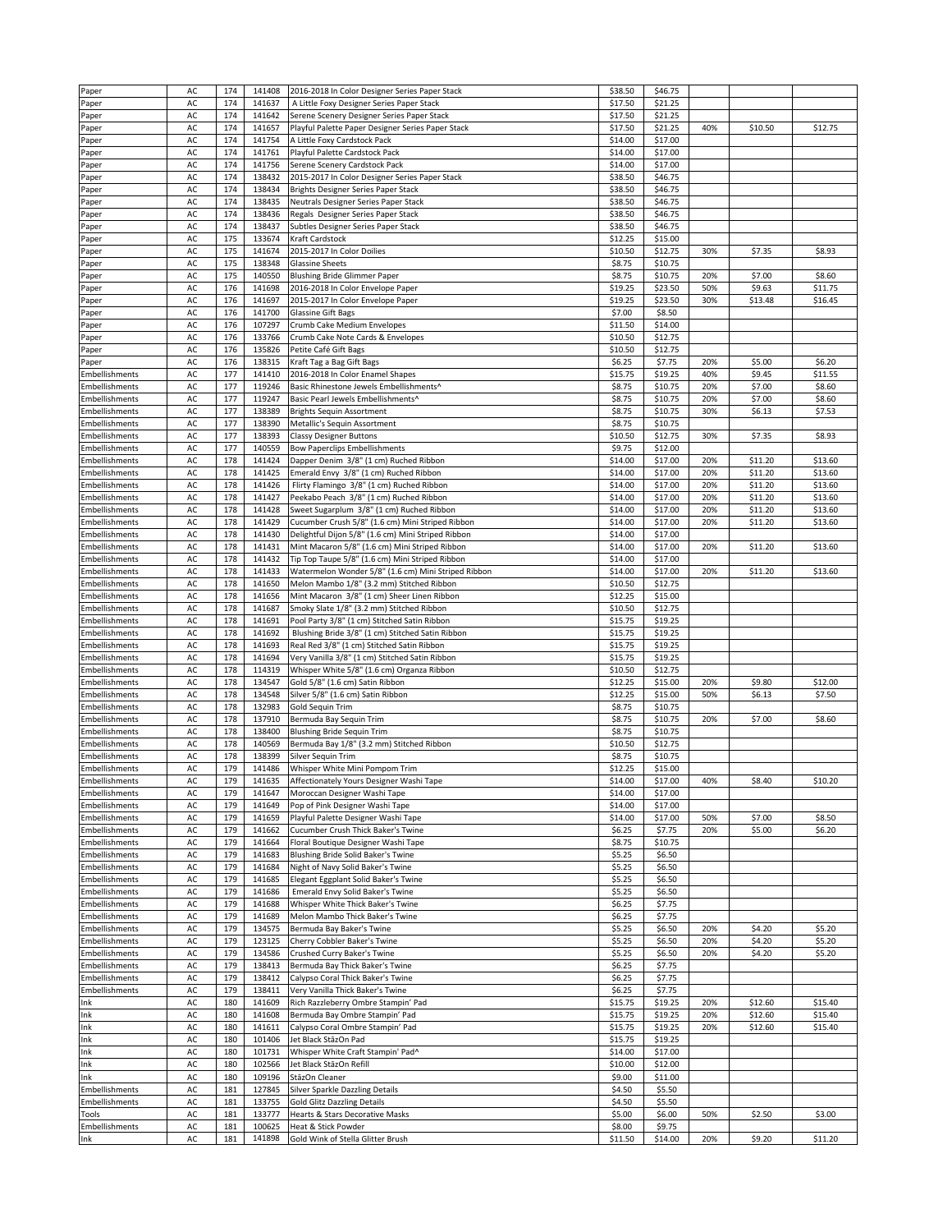| | | | | | | | | | |
|---|---|---|---|---|---|---|---|---|---|
| Paper | AC | 174 | 141408 | 2016-2018 In Color Designer Series Paper Stack | $38.50 | $46.75 | | | |
| Paper | AC | 174 | 141637 | A Little Foxy Designer Series Paper Stack | $17.50 | $21.25 | | | |
| Paper | AC | 174 | 141642 | Serene Scenery Designer Series Paper Stack | $17.50 | $21.25 | | | |
| Paper | AC | 174 | 141657 | Playful Palette Paper Designer Series Paper Stack | $17.50 | $21.25 | 40% | $10.50 | $12.75 |
| Paper | AC | 174 | 141754 | A Little Foxy Cardstock Pack | $14.00 | $17.00 | | | |
| Paper | AC | 174 | 141761 | Playful Palette Cardstock Pack | $14.00 | $17.00 | | | |
| Paper | AC | 174 | 141756 | Serene Scenery Cardstock Pack | $14.00 | $17.00 | | | |
| Paper | AC | 174 | 138432 | 2015-2017 In Color Designer Series Paper Stack | $38.50 | $46.75 | | | |
| Paper | AC | 174 | 138434 | Brights Designer Series Paper Stack | $38.50 | $46.75 | | | |
| Paper | AC | 174 | 138435 | Neutrals Designer Series Paper Stack | $38.50 | $46.75 | | | |
| Paper | AC | 174 | 138436 | Regals Designer Series Paper Stack | $38.50 | $46.75 | | | |
| Paper | AC | 174 | 138437 | Subtles Designer Series Paper Stack | $38.50 | $46.75 | | | |
| Paper | AC | 175 | 133674 | Kraft Cardstock | $12.25 | $15.00 | | | |
| Paper | AC | 175 | 141674 | 2015-2017 In Color Doilies | $10.50 | $12.75 | 30% | $7.35 | $8.93 |
| Paper | AC | 175 | 138348 | Glassine Sheets | $8.75 | $10.75 | | | |
| Paper | AC | 175 | 140550 | Blushing Bride Glimmer Paper | $8.75 | $10.75 | 20% | $7.00 | $8.60 |
| Paper | AC | 176 | 141698 | 2016-2018 In Color Envelope Paper | $19.25 | $23.50 | 50% | $9.63 | $11.75 |
| Paper | AC | 176 | 141697 | 2015-2017 In Color Envelope Paper | $19.25 | $23.50 | 30% | $13.48 | $16.45 |
| Paper | AC | 176 | 141700 | Glassine Gift Bags | $7.00 | $8.50 | | | |
| Paper | AC | 176 | 107297 | Crumb Cake Medium Envelopes | $11.50 | $14.00 | | | |
| Paper | AC | 176 | 133766 | Crumb Cake Note Cards & Envelopes | $10.50 | $12.75 | | | |
| Paper | AC | 176 | 135826 | Petite Café Gift Bags | $10.50 | $12.75 | | | |
| Paper | AC | 176 | 138315 | Kraft Tag a Bag Gift Bags | $6.25 | $7.75 | 20% | $5.00 | $6.20 |
| Embellishments | AC | 177 | 141410 | 2016-2018 In Color Enamel Shapes | $15.75 | $19.25 | 40% | $9.45 | $11.55 |
| Embellishments | AC | 177 | 119246 | Basic Rhinestone Jewels Embellishments^ | $8.75 | $10.75 | 20% | $7.00 | $8.60 |
| Embellishments | AC | 177 | 119247 | Basic Pearl Jewels Embellishments^ | $8.75 | $10.75 | 20% | $7.00 | $8.60 |
| Embellishments | AC | 177 | 138389 | Brights Sequin Assortment | $8.75 | $10.75 | 30% | $6.13 | $7.53 |
| Embellishments | AC | 177 | 138390 | Metallic's Sequin Assortment | $8.75 | $10.75 | | | |
| Embellishments | AC | 177 | 138393 | Classy Designer Buttons | $10.50 | $12.75 | 30% | $7.35 | $8.93 |
| Embellishments | AC | 177 | 140559 | Bow Paperclips Embellishments | $9.75 | $12.00 | | | |
| Embellishments | AC | 178 | 141424 | Dapper Denim 3/8" (1 cm) Ruched Ribbon | $14.00 | $17.00 | 20% | $11.20 | $13.60 |
| Embellishments | AC | 178 | 141425 | Emerald Envy 3/8" (1 cm) Ruched Ribbon | $14.00 | $17.00 | 20% | $11.20 | $13.60 |
| Embellishments | AC | 178 | 141426 | Flirty Flamingo 3/8" (1 cm) Ruched Ribbon | $14.00 | $17.00 | 20% | $11.20 | $13.60 |
| Embellishments | AC | 178 | 141427 | Peekabo Peach 3/8" (1 cm) Ruched Ribbon | $14.00 | $17.00 | 20% | $11.20 | $13.60 |
| Embellishments | AC | 178 | 141428 | Sweet Sugarplum 3/8" (1 cm) Ruched Ribbon | $14.00 | $17.00 | 20% | $11.20 | $13.60 |
| Embellishments | AC | 178 | 141429 | Cucumber Crush 5/8" (1.6 cm) Mini Striped Ribbon | $14.00 | $17.00 | 20% | $11.20 | $13.60 |
| Embellishments | AC | 178 | 141430 | Delightful Dijon 5/8" (1.6 cm) Mini Striped Ribbon | $14.00 | $17.00 | | | |
| Embellishments | AC | 178 | 141431 | Mint Macaron 5/8" (1.6 cm) Mini Striped Ribbon | $14.00 | $17.00 | 20% | $11.20 | $13.60 |
| Embellishments | AC | 178 | 141432 | Tip Top Taupe 5/8" (1.6 cm) Mini Striped Ribbon | $14.00 | $17.00 | | | |
| Embellishments | AC | 178 | 141433 | Watermelon Wonder 5/8" (1.6 cm) Mini Striped Ribbon | $14.00 | $17.00 | 20% | $11.20 | $13.60 |
| Embellishments | AC | 178 | 141650 | Melon Mambo 1/8" (3.2 mm) Stitched Ribbon | $10.50 | $12.75 | | | |
| Embellishments | AC | 178 | 141656 | Mint Macaron 3/8" (1 cm) Sheer Linen Ribbon | $12.25 | $15.00 | | | |
| Embellishments | AC | 178 | 141687 | Smoky Slate 1/8" (3.2 mm) Stitched Ribbon | $10.50 | $12.75 | | | |
| Embellishments | AC | 178 | 141691 | Pool Party 3/8" (1 cm) Stitched Satin Ribbon | $15.75 | $19.25 | | | |
| Embellishments | AC | 178 | 141692 | Blushing Bride 3/8" (1 cm) Stitched Satin Ribbon | $15.75 | $19.25 | | | |
| Embellishments | AC | 178 | 141693 | Real Red 3/8" (1 cm) Stitched Satin Ribbon | $15.75 | $19.25 | | | |
| Embellishments | AC | 178 | 141694 | Very Vanilla 3/8" (1 cm) Stitched Satin Ribbon | $15.75 | $19.25 | | | |
| Embellishments | AC | 178 | 114319 | Whisper White 5/8" (1.6 cm) Organza Ribbon | $10.50 | $12.75 | | | |
| Embellishments | AC | 178 | 134547 | Gold 5/8" (1.6 cm) Satin Ribbon | $12.25 | $15.00 | 20% | $9.80 | $12.00 |
| Embellishments | AC | 178 | 134548 | Silver 5/8" (1.6 cm) Satin Ribbon | $12.25 | $15.00 | 50% | $6.13 | $7.50 |
| Embellishments | AC | 178 | 132983 | Gold Sequin Trim | $8.75 | $10.75 | | | |
| Embellishments | AC | 178 | 137910 | Bermuda Bay Sequin Trim | $8.75 | $10.75 | 20% | $7.00 | $8.60 |
| Embellishments | AC | 178 | 138400 | Blushing Bride Sequin Trim | $8.75 | $10.75 | | | |
| Embellishments | AC | 178 | 140569 | Bermuda Bay 1/8" (3.2 mm) Stitched Ribbon | $10.50 | $12.75 | | | |
| Embellishments | AC | 178 | 138399 | Silver Sequin Trim | $8.75 | $10.75 | | | |
| Embellishments | AC | 179 | 141486 | Whisper White Mini Pompom Trim | $12.25 | $15.00 | | | |
| Embellishments | AC | 179 | 141635 | Affectionately Yours Designer Washi Tape | $14.00 | $17.00 | 40% | $8.40 | $10.20 |
| Embellishments | AC | 179 | 141647 | Moroccan Designer Washi Tape | $14.00 | $17.00 | | | |
| Embellishments | AC | 179 | 141649 | Pop of Pink Designer Washi Tape | $14.00 | $17.00 | | | |
| Embellishments | AC | 179 | 141659 | Playful Palette Designer Washi Tape | $14.00 | $17.00 | 50% | $7.00 | $8.50 |
| Embellishments | AC | 179 | 141662 | Cucumber Crush Thick Baker's Twine | $6.25 | $7.75 | 20% | $5.00 | $6.20 |
| Embellishments | AC | 179 | 141664 | Floral Boutique Designer Washi Tape | $8.75 | $10.75 | | | |
| Embellishments | AC | 179 | 141683 | Blushing Bride Solid Baker's Twine | $5.25 | $6.50 | | | |
| Embellishments | AC | 179 | 141684 | Night of Navy Solid Baker's Twine | $5.25 | $6.50 | | | |
| Embellishments | AC | 179 | 141685 | Elegant Eggplant Solid Baker's Twine | $5.25 | $6.50 | | | |
| Embellishments | AC | 179 | 141686 | Emerald Envy Solid Baker's Twine | $5.25 | $6.50 | | | |
| Embellishments | AC | 179 | 141688 | Whisper White Thick Baker's Twine | $6.25 | $7.75 | | | |
| Embellishments | AC | 179 | 141689 | Melon Mambo Thick Baker's Twine | $6.25 | $7.75 | | | |
| Embellishments | AC | 179 | 134575 | Bermuda Bay Baker's Twine | $5.25 | $6.50 | 20% | $4.20 | $5.20 |
| Embellishments | AC | 179 | 123125 | Cherry Cobbler Baker's Twine | $5.25 | $6.50 | 20% | $4.20 | $5.20 |
| Embellishments | AC | 179 | 134586 | Crushed Curry Baker's Twine | $5.25 | $6.50 | 20% | $4.20 | $5.20 |
| Embellishments | AC | 179 | 138413 | Bermuda Bay Thick Baker's Twine | $6.25 | $7.75 | | | |
| Embellishments | AC | 179 | 138412 | Calypso Coral Thick Baker's Twine | $6.25 | $7.75 | | | |
| Embellishments | AC | 179 | 138411 | Very Vanilla Thick Baker's Twine | $6.25 | $7.75 | | | |
| Ink | AC | 180 | 141609 | Rich Razzleberry Ombre Stampin' Pad | $15.75 | $19.25 | 20% | $12.60 | $15.40 |
| Ink | AC | 180 | 141608 | Bermuda Bay Ombre Stampin' Pad | $15.75 | $19.25 | 20% | $12.60 | $15.40 |
| Ink | AC | 180 | 141611 | Calypso Coral Ombre Stampin' Pad | $15.75 | $19.25 | 20% | $12.60 | $15.40 |
| Ink | AC | 180 | 101406 | Jet Black StāzOn Pad | $15.75 | $19.25 | | | |
| Ink | AC | 180 | 101731 | Whisper White Craft Stampin' Pad^ | $14.00 | $17.00 | | | |
| Ink | AC | 180 | 102566 | Jet Black StāzOn Refill | $10.00 | $12.00 | | | |
| Ink | AC | 180 | 109196 | StāzOn Cleaner | $9.00 | $11.00 | | | |
| Embellishments | AC | 181 | 127845 | Silver Sparkle Dazzling Details | $4.50 | $5.50 | | | |
| Embellishments | AC | 181 | 133755 | Gold Glitz Dazzling Details | $4.50 | $5.50 | | | |
| Tools | AC | 181 | 133777 | Hearts & Stars Decorative Masks | $5.00 | $6.00 | 50% | $2.50 | $3.00 |
| Embellishments | AC | 181 | 100625 | Heat & Stick Powder | $8.00 | $9.75 | | | |
| Ink | AC | 181 | 141898 | Gold Wink of Stella Glitter Brush | $11.50 | $14.00 | 20% | $9.20 | $11.20 |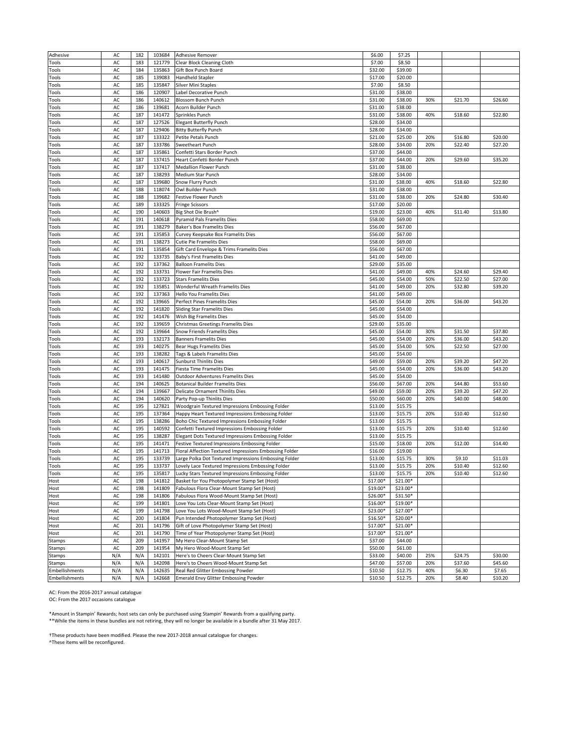| | | | | | | | | | |
|---|---|---|---|---|---|---|---|---|---|
| Adhesive | AC | 182 | 103684 | Adhesive Remover | $6.00 | $7.25 | | | |
| Tools | AC | 183 | 121779 | Clear Block Cleaning Cloth | $7.00 | $8.50 | | | |
| Tools | AC | 184 | 135863 | Gift Box Punch Board | $32.00 | $39.00 | | | |
| Tools | AC | 185 | 139083 | Handheld Stapler | $17.00 | $20.00 | | | |
| Tools | AC | 185 | 135847 | Silver Mini Staples | $7.00 | $8.50 | | | |
| Tools | AC | 186 | 120907 | Label Decorative Punch | $31.00 | $38.00 | | | |
| Tools | AC | 186 | 140612 | Blossom Bunch Punch | $31.00 | $38.00 | 30% | $21.70 | $26.60 |
| Tools | AC | 186 | 139681 | Acorn Builder Punch | $31.00 | $38.00 | | | |
| Tools | AC | 187 | 141472 | Sprinkles Punch | $31.00 | $38.00 | 40% | $18.60 | $22.80 |
| Tools | AC | 187 | 127526 | Elegant Butterfly Punch | $28.00 | $34.00 | | | |
| Tools | AC | 187 | 129406 | Bitty Butterfly Punch | $28.00 | $34.00 | | | |
| Tools | AC | 187 | 133322 | Petite Petals Punch | $21.00 | $25.00 | 20% | $16.80 | $20.00 |
| Tools | AC | 187 | 133786 | Sweetheart Punch | $28.00 | $34.00 | 20% | $22.40 | $27.20 |
| Tools | AC | 187 | 135861 | Confetti Stars Border Punch | $37.00 | $44.00 | | | |
| Tools | AC | 187 | 137415 | Heart Confetti Border Punch | $37.00 | $44.00 | 20% | $29.60 | $35.20 |
| Tools | AC | 187 | 137417 | Medallion Flower Punch | $31.00 | $38.00 | | | |
| Tools | AC | 187 | 138293 | Medium Star Punch | $28.00 | $34.00 | | | |
| Tools | AC | 187 | 139680 | Snow Flurry Punch | $31.00 | $38.00 | 40% | $18.60 | $22.80 |
| Tools | AC | 188 | 118074 | Owl Builder Punch | $31.00 | $38.00 | | | |
| Tools | AC | 188 | 139682 | Festive Flower Punch | $31.00 | $38.00 | 20% | $24.80 | $30.40 |
| Tools | AC | 189 | 133325 | Fringe Scissors | $17.00 | $20.00 | | | |
| Tools | AC | 190 | 140603 | Big Shot Die Brush^ | $19.00 | $23.00 | 40% | $11.40 | $13.80 |
| Tools | AC | 191 | 140618 | Pyramid Pals Framelits Dies | $58.00 | $69.00 | | | |
| Tools | AC | 191 | 138279 | Baker's Box Framelits Dies | $56.00 | $67.00 | | | |
| Tools | AC | 191 | 135853 | Curvey Keepsake Box Framelits Dies | $56.00 | $67.00 | | | |
| Tools | AC | 191 | 138273 | Cutie Pie Framelits Dies | $58.00 | $69.00 | | | |
| Tools | AC | 191 | 135854 | Gift Card Envelope & Trims Framelits Dies | $56.00 | $67.00 | | | |
| Tools | AC | 192 | 133735 | Baby's First Framelits Dies | $41.00 | $49.00 | | | |
| Tools | AC | 192 | 137362 | Balloon Framelits Dies | $29.00 | $35.00 | | | |
| Tools | AC | 192 | 133731 | Flower Fair Framelits Dies | $41.00 | $49.00 | 40% | $24.60 | $29.40 |
| Tools | AC | 192 | 133723 | Stars Framelits Dies | $45.00 | $54.00 | 50% | $22.50 | $27.00 |
| Tools | AC | 192 | 135851 | Wonderful Wreath Framelits Dies | $41.00 | $49.00 | 20% | $32.80 | $39.20 |
| Tools | AC | 192 | 137363 | Hello You Framelits Dies | $41.00 | $49.00 | | | |
| Tools | AC | 192 | 139665 | Perfect Pines Framelits Dies | $45.00 | $54.00 | 20% | $36.00 | $43.20 |
| Tools | AC | 192 | 141820 | Sliding Star Framelits Dies | $45.00 | $54.00 | | | |
| Tools | AC | 192 | 141476 | Wish Big Framelits Dies | $45.00 | $54.00 | | | |
| Tools | AC | 192 | 139659 | Christmas Greetings Framelits Dies | $29.00 | $35.00 | | | |
| Tools | AC | 192 | 139664 | Snow Friends Framelits Dies | $45.00 | $54.00 | 30% | $31.50 | $37.80 |
| Tools | AC | 193 | 132173 | Banners Framelits Dies | $45.00 | $54.00 | 20% | $36.00 | $43.20 |
| Tools | AC | 193 | 140275 | Bear Hugs Framelits Dies | $45.00 | $54.00 | 50% | $22.50 | $27.00 |
| Tools | AC | 193 | 138282 | Tags & Labels Framelits Dies | $45.00 | $54.00 | | | |
| Tools | AC | 193 | 140617 | Sunburst Thinlits Dies | $49.00 | $59.00 | 20% | $39.20 | $47.20 |
| Tools | AC | 193 | 141475 | Fiesta Time Framelits Dies | $45.00 | $54.00 | 20% | $36.00 | $43.20 |
| Tools | AC | 193 | 141480 | Outdoor Adventures Framelits Dies | $45.00 | $54.00 | | | |
| Tools | AC | 194 | 140625 | Botanical Builder Framelits Dies | $56.00 | $67.00 | 20% | $44.80 | $53.60 |
| Tools | AC | 194 | 139667 | Delicate Ornament Thinlits Dies | $49.00 | $59.00 | 20% | $39.20 | $47.20 |
| Tools | AC | 194 | 140620 | Party Pop-up Thinlits Dies | $50.00 | $60.00 | 20% | $40.00 | $48.00 |
| Tools | AC | 195 | 127821 | Woodgrain Textured Impressions Embossing Folder | $13.00 | $15.75 | | | |
| Tools | AC | 195 | 137364 | Happy Heart Textured Impressions Embossing Folder | $13.00 | $15.75 | 20% | $10.40 | $12.60 |
| Tools | AC | 195 | 138286 | Boho Chic Textured Impressions Embossing Folder | $13.00 | $15.75 | | | |
| Tools | AC | 195 | 140592 | Confetti Textured Impressions Embossing Folder | $13.00 | $15.75 | 20% | $10.40 | $12.60 |
| Tools | AC | 195 | 138287 | Elegant Dots Textured Impressions Embossing Folder | $13.00 | $15.75 | | | |
| Tools | AC | 195 | 141471 | Festive Textured Impressions Embossing Folder | $15.00 | $18.00 | 20% | $12.00 | $14.40 |
| Tools | AC | 195 | 141713 | Floral Affection Textured Impressions Embossing Folder | $16.00 | $19.00 | | | |
| Tools | AC | 195 | 133739 | Large Polka Dot Textured Impressions Embossing Folder | $13.00 | $15.75 | 30% | $9.10 | $11.03 |
| Tools | AC | 195 | 133737 | Lovely Lace Textured Impressions Embossing Folder | $13.00 | $15.75 | 20% | $10.40 | $12.60 |
| Tools | AC | 195 | 135817 | Lucky Stars Textured Impressions Embossing Folder | $13.00 | $15.75 | 20% | $10.40 | $12.60 |
| Host | AC | 198 | 141812 | Basket for You Photopolymer Stamp Set (Host) | $17.00* | $21.00* | | | |
| Host | AC | 198 | 141809 | Fabulous Flora Clear-Mount Stamp Set (Host) | $19.00* | $23.00* | | | |
| Host | AC | 198 | 141806 | Fabulous Flora Wood-Mount Stamp Set (Host) | $26.00* | $31.50* | | | |
| Host | AC | 199 | 141801 | Love You Lots Clear-Mount Stamp Set (Host) | $16.00* | $19.00* | | | |
| Host | AC | 199 | 141798 | Love You Lots Wood-Mount Stamp Set (Host) | $23.00* | $27.00* | | | |
| Host | AC | 200 | 141804 | Pun Intended Photopolymer Stamp Set (Host) | $16.50* | $20.00* | | | |
| Host | AC | 201 | 141796 | Gift of Love Photopolymer Stamp Set (Host) | $17.00* | $21.00* | | | |
| Host | AC | 201 | 141790 | Time of Year Photopolymer Stamp Set (Host) | $17.00* | $21.00* | | | |
| Stamps | AC | 209 | 141957 | My Hero Clear-Mount Stamp Set | $37.00 | $44.00 | | | |
| Stamps | AC | 209 | 141954 | My Hero Wood-Mount Stamp Set | $50.00 | $61.00 | | | |
| Stamps | N/A | N/A | 142101 | Here's to Cheers Clear-Mount Stamp Set | $33.00 | $40.00 | 25% | $24.75 | $30.00 |
| Stamps | N/A | N/A | 142098 | Here's to Cheers Wood-Mount Stamp Set | $47.00 | $57.00 | 20% | $37.60 | $45.60 |
| Embellishments | N/A | N/A | 142635 | Real Red Glitter Embossing Powder | $10.50 | $12.75 | 40% | $6.30 | $7.65 |
| Embellishments | N/A | N/A | 142668 | Emerald Envy Glitter Embossing Powder | $10.50 | $12.75 | 20% | $8.40 | $10.20 |

AC: From the 2016-2017 annual catalogue
OC: From the 2017 occasions catalogue

*Amount in Stampin' Rewards; host sets can only be purchased using Stampin' Rewards from a qualifying party.
**While the items in these bundles are not retiring, they will no longer be available in a bundle after 31 May 2017.

†These products have been modified. Please the new 2017-2018 annual catalogue for changes.
^These items will be reconfigured.